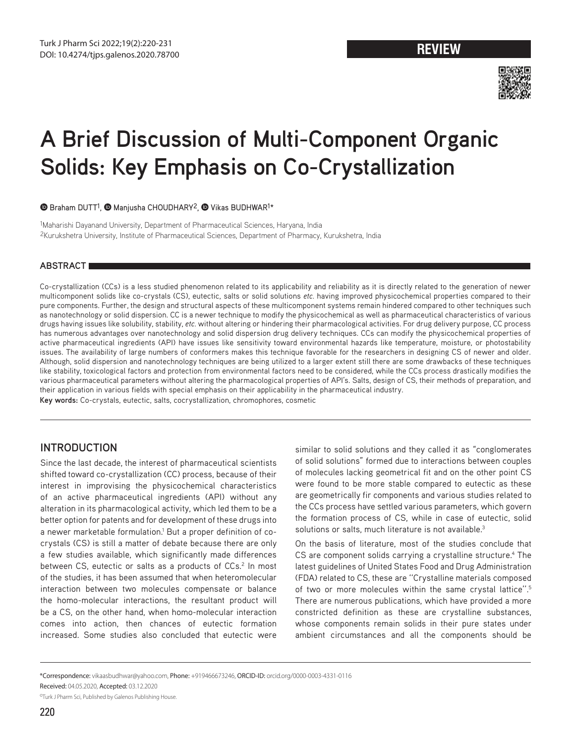REVIEW

# A Brief Discussion of Multi-Component Organic Solids: Key Emphasis on Co-Crystallization

Braham DUTT[1], Manjusha CHOUDHARY[2], Vikas BUDHWAR[1]*

[1]Maharishi Dayanand University, Department of Pharmaceutical Sciences, Haryana, India
[2]Kurukshetra University, Institute of Pharmaceutical Sciences, Department of Pharmacy, Kurukshetra, India

## ABSTRACT

Co-crystallization (CCs) is a less studied phenomenon related to its applicability and reliability as it is directly related to the generation of newer multicomponent solids like co-crystals (CS), eutectic, salts or solid solutions *etc.* having improved physicochemical properties compared to their pure components. Further, the design and structural aspects of these multicomponent systems remain hindered compared to other techniques such as nanotechnology or solid dispersion. CC is a newer technique to modify the physicochemical as well as pharmaceutical characteristics of various drugs having issues like solubility, stability, *etc.* without altering or hindering their pharmacological activities. For drug delivery purpose, CC process has numerous advantages over nanotechnology and solid dispersion drug delivery techniques. CCs can modify the physicochemical properties of active pharmaceutical ingredients (API) have issues like sensitivity toward environmental hazards like temperature, moisture, or photostability issues. The availability of large numbers of conformers makes this technique favorable for the researchers in designing CS of newer and older. Although, solid dispersion and nanotechnology techniques are being utilized to a larger extent still there are some drawbacks of these techniques like stability, toxicological factors and protection from environmental factors need to be considered, while the CCs process drastically modifies the various pharmaceutical parameters without altering the pharmacological properties of API's. Salts, design of CS, their methods of preparation, and their application in various fields with special emphasis on their applicability in the pharmaceutical industry.

**Key words:** Co-crystals, eutectic, salts, cocrystallization, chromophores, cosmetic

## INTRODUCTION

Since the last decade, the interest of pharmaceutical scientists shifted toward co-crystallization (CC) process, because of their interest in improvising the physicochemical characteristics of an active pharmaceutical ingredients (API) without any alteration in its pharmacological activity, which led them to be a better option for patents and for development of these drugs into a newer marketable formulation.[1] But a proper definition of co-crystals (CS) is still a matter of debate because there are only a few studies available, which significantly made differences between CS, eutectic or salts as a products of CCs.[2] In most of the studies, it has been assumed that when heteromolecular interaction between two molecules compensate or balance the homo-molecular interactions, the resultant product will be a CS, on the other hand, when homo-molecular interaction comes into action, then chances of eutectic formation increased. Some studies also concluded that eutectic were similar to solid solutions and they called it as "conglomerates of solid solutions" formed due to interactions between couples of molecules lacking geometrical fit and on the other point CS were found to be more stable compared to eutectic as these are geometrically fir components and various studies related to the CCs process have settled various parameters, which govern the formation process of CS, while in case of eutectic, solid solutions or salts, much literature is not available.[3]

On the basis of literature, most of the studies conclude that CS are component solids carrying a crystalline structure.[4] The latest guidelines of United States Food and Drug Administration (FDA) related to CS, these are ''Crystalline materials composed of two or more molecules within the same crystal lattice''.[5] There are numerous publications, which have provided a more constricted definition as these are crystalline substances, whose components remain solids in their pure states under ambient circumstances and all the components should be

---

*Correspondence: vikaasbudhwar@yahoo.com, Phone: +919466673246, ORCID-ID: orcid.org/0000-0003-4331-0116
Received: 04.05.2020, Accepted: 03.12.2020
©Turk J Pharm Sci, Published by Galenos Publishing House.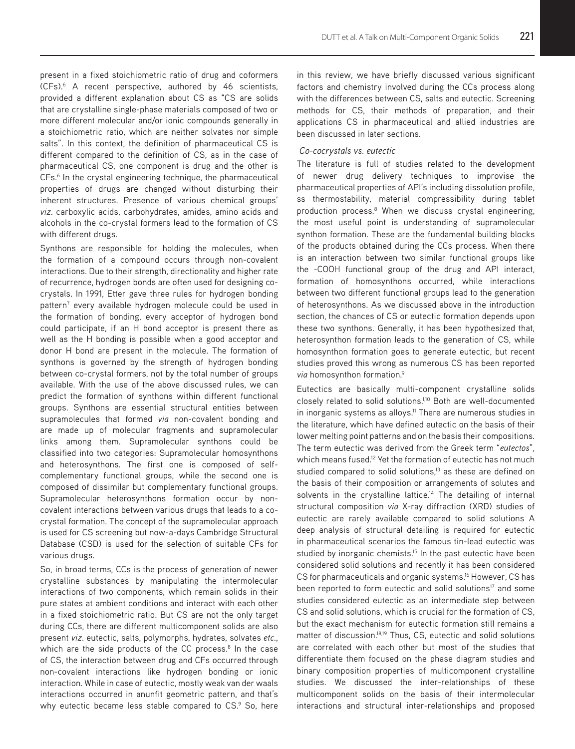present in a fixed stoichiometric ratio of drug and coformers (CFs).[6] A recent perspective, authored by 46 scientists, provided a different explanation about CS as "CS are solids that are crystalline single-phase materials composed of two or more different molecular and/or ionic compounds generally in a stoichiometric ratio, which are neither solvates nor simple salts". In this context, the definition of pharmaceutical CS is different compared to the definition of CS, as in the case of pharmaceutical CS, one component is drug and the other is CFs.[6] In the crystal engineering technique, the pharmaceutical properties of drugs are changed without disturbing their inherent structures. Presence of various chemical groups' *viz*. carboxylic acids, carbohydrates, amides, amino acids and alcohols in the co-crystal formers lead to the formation of CS with different drugs.

Synthons are responsible for holding the molecules, when the formation of a compound occurs through non-covalent interactions. Due to their strength, directionality and higher rate of recurrence, hydrogen bonds are often used for designing co-crystals. In 1991, Etter gave three rules for hydrogen bonding pattern[7] every available hydrogen molecule could be used in the formation of bonding, every acceptor of hydrogen bond could participate, if an H bond acceptor is present there as well as the H bonding is possible when a good acceptor and donor H bond are present in the molecule. The formation of synthons is governed by the strength of hydrogen bonding between co-crystal formers, not by the total number of groups available. With the use of the above discussed rules, we can predict the formation of synthons within different functional groups. Synthons are essential structural entities between supramolecules that formed *via* non-covalent bonding and are made up of molecular fragments and supramolecular links among them. Supramolecular synthons could be classified into two categories: Supramolecular homosynthons and heterosynthons. The first one is composed of self-complementary functional groups, while the second one is composed of dissimilar but complementary functional groups. Supramolecular heterosynthons formation occur by non-covalent interactions between various drugs that leads to a co-crystal formation. The concept of the supramolecular approach is used for CS screening but now-a-days Cambridge Structural Database (CSD) is used for the selection of suitable CFs for various drugs.

So, in broad terms, CCs is the process of generation of newer crystalline substances by manipulating the intermolecular interactions of two components, which remain solids in their pure states at ambient conditions and interact with each other in a fixed stoichiometric ratio. But CS are not the only target during CCs, there are different multicomponent solids are also present *viz*. eutectic, salts, polymorphs, hydrates, solvates *etc*., which are the side products of the CC process.[8] In the case of CS, the interaction between drug and CFs occurred through non-covalent interactions like hydrogen bonding or ionic interaction. While in case of eutectic, mostly weak van der waals interactions occurred in anunfit geometric pattern, and that's why eutectic became less stable compared to CS.[9] So, here in this review, we have briefly discussed various significant factors and chemistry involved during the CCs process along with the differences between CS, salts and eutectic. Screening methods for CS, their methods of preparation, and their applications CS in pharmaceutical and allied industries are been discussed in later sections.

### *Co-cocrystals vs. eutectic*

The literature is full of studies related to the development of newer drug delivery techniques to improvise the pharmaceutical properties of API's including dissolution profile, ss thermostability, material compressibility during tablet production process.[8] When we discuss crystal engineering, the most useful point is understanding of supramolecular synthon formation. These are the fundamental building blocks of the products obtained during the CCs process. When there is an interaction between two similar functional groups like the -COOH functional group of the drug and API interact, formation of homosynthons occurred, while interactions between two different functional groups lead to the generation of heterosynthons. As we discussed above in the introduction section, the chances of CS or eutectic formation depends upon these two synthons. Generally, it has been hypothesized that, heterosynthon formation leads to the generation of CS, while homosynthon formation goes to generate eutectic, but recent studies proved this wrong as numerous CS has been reported *via* homosynthon formation.[9]

Eutectics are basically multi-component crystalline solids closely related to solid solutions.[1,10] Both are well-documented in inorganic systems as alloys.[11] There are numerous studies in the literature, which have defined eutectic on the basis of their lower melting point patterns and on the basis their compositions. The term eutectic was derived from the Greek term "*eutectos*", which means fused.[12] Yet the formation of eutectic has not much studied compared to solid solutions,[13] as these are defined on the basis of their composition or arrangements of solutes and solvents in the crystalline lattice.[14] The detailing of internal structural composition *via* X-ray diffraction (XRD) studies of eutectic are rarely available compared to solid solutions A deep analysis of structural detailing is required for eutectic in pharmaceutical scenarios the famous tin-lead eutectic was studied by inorganic chemists.[15] In the past eutectic have been considered solid solutions and recently it has been considered CS for pharmaceuticals and organic systems.[16] However, CS has been reported to form eutectic and solid solutions[17] and some studies considered eutectic as an intermediate step between CS and solid solutions, which is crucial for the formation of CS, but the exact mechanism for eutectic formation still remains a matter of discussion.[18,19] Thus, CS, eutectic and solid solutions are correlated with each other but most of the studies that differentiate them focused on the phase diagram studies and binary composition properties of multicomponent crystalline studies. We discussed the inter-relationships of these multicomponent solids on the basis of their intermolecular interactions and structural inter-relationships and proposed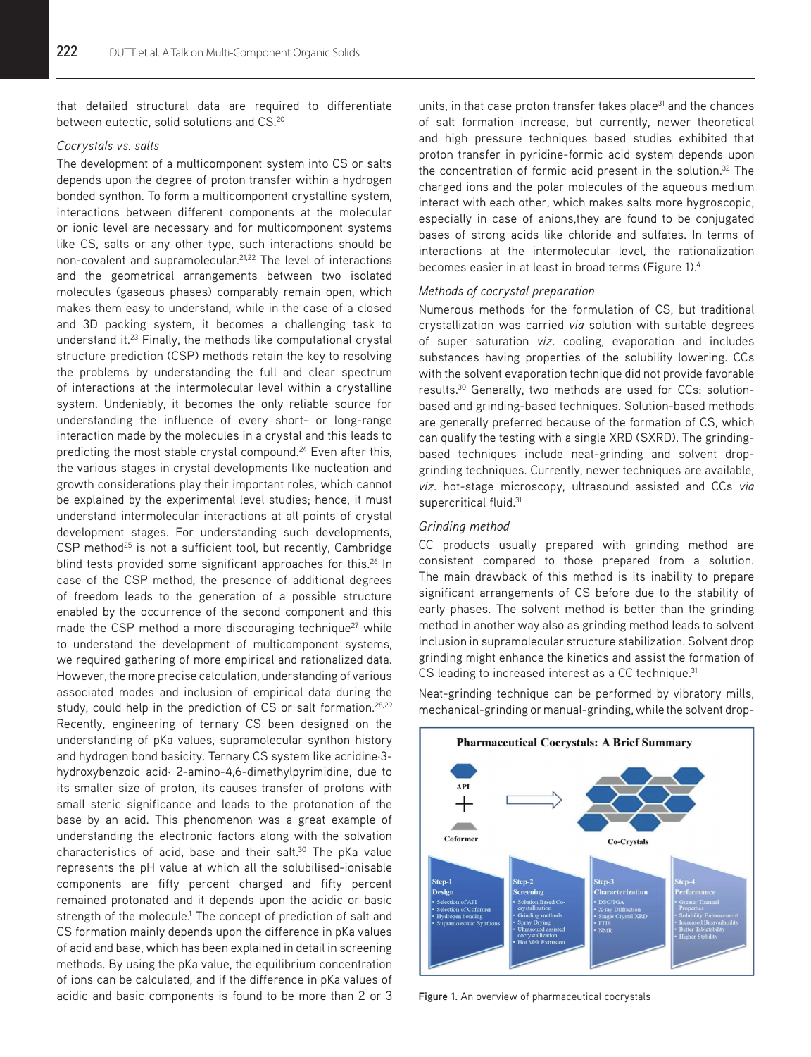that detailed structural data are required to differentiate between eutectic, solid solutions and CS.[20]

*Cocrystals vs. salts*

The development of a multicomponent system into CS or salts depends upon the degree of proton transfer within a hydrogen bonded synthon. To form a multicomponent crystalline system, interactions between different components at the molecular or ionic level are necessary and for multicomponent systems like CS, salts or any other type, such interactions should be non-covalent and supramolecular.[21,22] The level of interactions and the geometrical arrangements between two isolated molecules (gaseous phases) comparably remain open, which makes them easy to understand, while in the case of a closed and 3D packing system, it becomes a challenging task to understand it.[23] Finally, the methods like computational crystal structure prediction (CSP) methods retain the key to resolving the problems by understanding the full and clear spectrum of interactions at the intermolecular level within a crystalline system. Undeniably, it becomes the only reliable source for understanding the influence of every short- or long-range interaction made by the molecules in a crystal and this leads to predicting the most stable crystal compound.[24] Even after this, the various stages in crystal developments like nucleation and growth considerations play their important roles, which cannot be explained by the experimental level studies; hence, it must understand intermolecular interactions at all points of crystal development stages. For understanding such developments, CSP method[25] is not a sufficient tool, but recently, Cambridge blind tests provided some significant approaches for this.[26] In case of the CSP method, the presence of additional degrees of freedom leads to the generation of a possible structure enabled by the occurrence of the second component and this made the CSP method a more discouraging technique[27] while to understand the development of multicomponent systems, we required gathering of more empirical and rationalized data. However, the more precise calculation, understanding of various associated modes and inclusion of empirical data during the study, could help in the prediction of CS or salt formation.[28,29] Recently, engineering of ternary CS been designed on the understanding of pKa values, supramolecular synthon history and hydrogen bond basicity. Ternary CS system like acridine·3-hydroxybenzoic acid· 2-amino-4,6-dimethylpyrimidine, due to its smaller size of proton, its causes transfer of protons with small steric significance and leads to the protonation of the base by an acid. This phenomenon was a great example of understanding the electronic factors along with the solvation characteristics of acid, base and their salt.[30] The pKa value represents the pH value at which all the solubilised-ionisable components are fifty percent charged and fifty percent remained protonated and it depends upon the acidic or basic strength of the molecule.[1] The concept of prediction of salt and CS formation mainly depends upon the difference in pKa values of acid and base, which has been explained in detail in screening methods. By using the pKa value, the equilibrium concentration of ions can be calculated, and if the difference in pKa values of acidic and basic components is found to be more than 2 or 3 units, in that case proton transfer takes place[31] and the chances of salt formation increase, but currently, newer theoretical and high pressure techniques based studies exhibited that proton transfer in pyridine-formic acid system depends upon the concentration of formic acid present in the solution.[32] The charged ions and the polar molecules of the aqueous medium interact with each other, which makes salts more hygroscopic, especially in case of anions,they are found to be conjugated bases of strong acids like chloride and sulfates. In terms of interactions at the intermolecular level, the rationalization becomes easier in at least in broad terms (Figure 1).[4]

*Methods of cocrystal preparation*

Numerous methods for the formulation of CS, but traditional crystallization was carried *via* solution with suitable degrees of super saturation *viz.* cooling, evaporation and includes substances having properties of the solubility lowering. CCs with the solvent evaporation technique did not provide favorable results.[30] Generally, two methods are used for CCs: solution-based and grinding-based techniques. Solution-based methods are generally preferred because of the formation of CS, which can qualify the testing with a single XRD (SXRD). The grinding-based techniques include neat-grinding and solvent drop-grinding techniques. Currently, newer techniques are available, *viz.* hot-stage microscopy, ultrasound assisted and CCs *via* supercritical fluid.[31]

*Grinding method*

CC products usually prepared with grinding method are consistent compared to those prepared from a solution. The main drawback of this method is its inability to prepare significant arrangements of CS before due to the stability of early phases. The solvent method is better than the grinding method in another way also as grinding method leads to solvent inclusion in supramolecular structure stabilization. Solvent drop grinding might enhance the kinetics and assist the formation of CS leading to increased interest as a CC technique.[31]

Neat-grinding technique can be performed by vibratory mills, mechanical-grinding or manual-grinding, while the solvent drop-

Figure 1. An overview of pharmaceutical cocrystals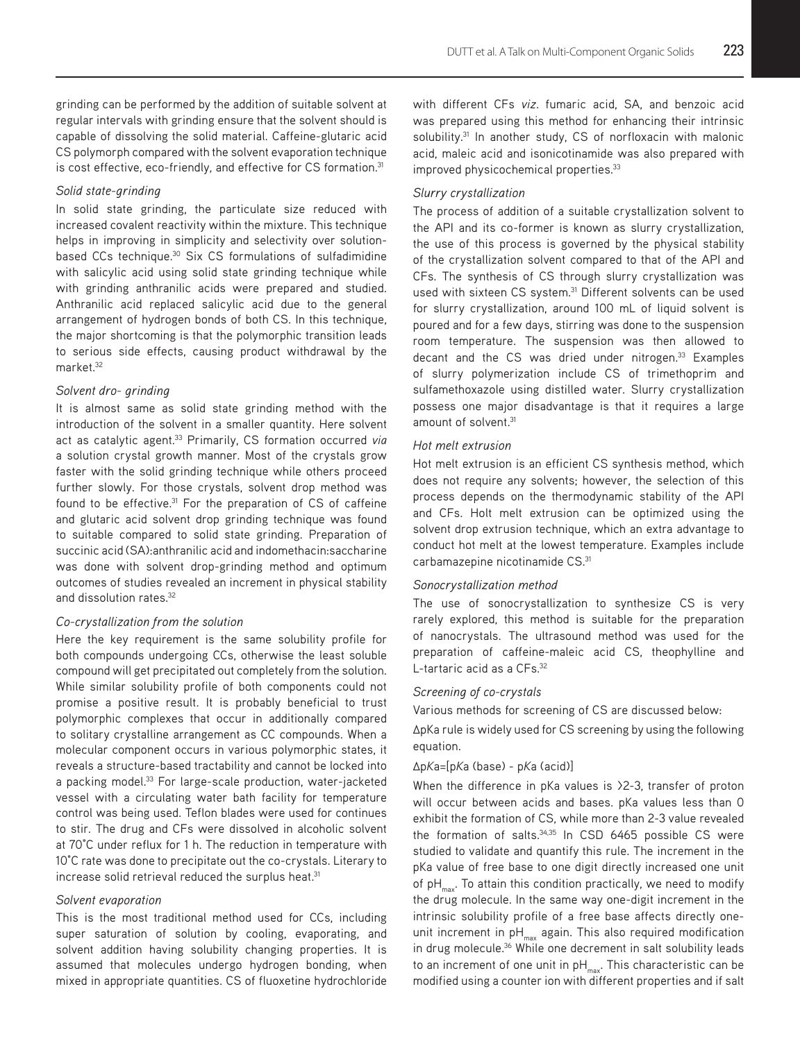grinding can be performed by the addition of suitable solvent at regular intervals with grinding ensure that the solvent should is capable of dissolving the solid material. Caffeine-glutaric acid CS polymorph compared with the solvent evaporation technique is cost effective, eco-friendly, and effective for CS formation.[31]

*Solid state-grinding*

In solid state grinding, the particulate size reduced with increased covalent reactivity within the mixture. This technique helps in improving in simplicity and selectivity over solution-based CCs technique.[30] Six CS formulations of sulfadimidine with salicylic acid using solid state grinding technique while with grinding anthranilic acids were prepared and studied. Anthranilic acid replaced salicylic acid due to the general arrangement of hydrogen bonds of both CS. In this technique, the major shortcoming is that the polymorphic transition leads to serious side effects, causing product withdrawal by the market.[32]

*Solvent dro- grinding*

It is almost same as solid state grinding method with the introduction of the solvent in a smaller quantity. Here solvent act as catalytic agent.[33] Primarily, CS formation occurred *via* a solution crystal growth manner. Most of the crystals grow faster with the solid grinding technique while others proceed further slowly. For those crystals, solvent drop method was found to be effective.[31] For the preparation of CS of caffeine and glutaric acid solvent drop grinding technique was found to suitable compared to solid state grinding. Preparation of succinic acid (SA):anthranilic acid and indomethacin:saccharine was done with solvent drop-grinding method and optimum outcomes of studies revealed an increment in physical stability and dissolution rates.[32]

*Co-crystallization from the solution*

Here the key requirement is the same solubility profile for both compounds undergoing CCs, otherwise the least soluble compound will get precipitated out completely from the solution. While similar solubility profile of both components could not promise a positive result. It is probably beneficial to trust polymorphic complexes that occur in additionally compared to solitary crystalline arrangement as CC compounds. When a molecular component occurs in various polymorphic states, it reveals a structure-based tractability and cannot be locked into a packing model.[33] For large-scale production, water-jacketed vessel with a circulating water bath facility for temperature control was being used. Teflon blades were used for continues to stir. The drug and CFs were dissolved in alcoholic solvent at 70°C under reflux for 1 h. The reduction in temperature with 10°C rate was done to precipitate out the co-crystals. Literary to increase solid retrieval reduced the surplus heat.[31]

*Solvent evaporation*

This is the most traditional method used for CCs, including super saturation of solution by cooling, evaporating, and solvent addition having solubility changing properties. It is assumed that molecules undergo hydrogen bonding, when mixed in appropriate quantities. CS of fluoxetine hydrochloride with different CFs *viz*. fumaric acid, SA, and benzoic acid was prepared using this method for enhancing their intrinsic solubility.[31] In another study, CS of norfloxacin with malonic acid, maleic acid and isonicotinamide was also prepared with improved physicochemical properties.[33]

*Slurry crystallization*

The process of addition of a suitable crystallization solvent to the API and its co-former is known as slurry crystallization, the use of this process is governed by the physical stability of the crystallization solvent compared to that of the API and CFs. The synthesis of CS through slurry crystallization was used with sixteen CS system.[31] Different solvents can be used for slurry crystallization, around 100 mL of liquid solvent is poured and for a few days, stirring was done to the suspension room temperature. The suspension was then allowed to decant and the CS was dried under nitrogen.[33] Examples of slurry polymerization include CS of trimethoprim and sulfamethoxazole using distilled water. Slurry crystallization possess one major disadvantage is that it requires a large amount of solvent.[31]

*Hot melt extrusion*

Hot melt extrusion is an efficient CS synthesis method, which does not require any solvents; however, the selection of this process depends on the thermodynamic stability of the API and CFs. Holt melt extrusion can be optimized using the solvent drop extrusion technique, which an extra advantage to conduct hot melt at the lowest temperature. Examples include carbamazepine nicotinamide CS.[31]

*Sonocrystallization method*

The use of sonocrystallization to synthesize CS is very rarely explored, this method is suitable for the preparation of nanocrystals. The ultrasound method was used for the preparation of caffeine-maleic acid CS, theophylline and L-tartaric acid as a CFs.[32]

*Screening of co-crystals*

Various methods for screening of CS are discussed below:

ΔpKa rule is widely used for CS screening by using the following equation.

Δp*K*a=[p*K*a (base) - p*K*a (acid)]

When the difference in pKa values is >2-3, transfer of proton will occur between acids and bases. pKa values less than 0 exhibit the formation of CS, while more than 2-3 value revealed the formation of salts.[34,35] In CSD 6465 possible CS were studied to validate and quantify this rule. The increment in the pKa value of free base to one digit directly increased one unit of $pH_{max}$. To attain this condition practically, we need to modify the drug molecule. In the same way one-digit increment in the intrinsic solubility profile of a free base affects directly one-unit increment in $pH_{max}$ again. This also required modification in drug molecule.[36] While one decrement in salt solubility leads to an increment of one unit in $pH_{max}$. This characteristic can be modified using a counter ion with different properties and if salt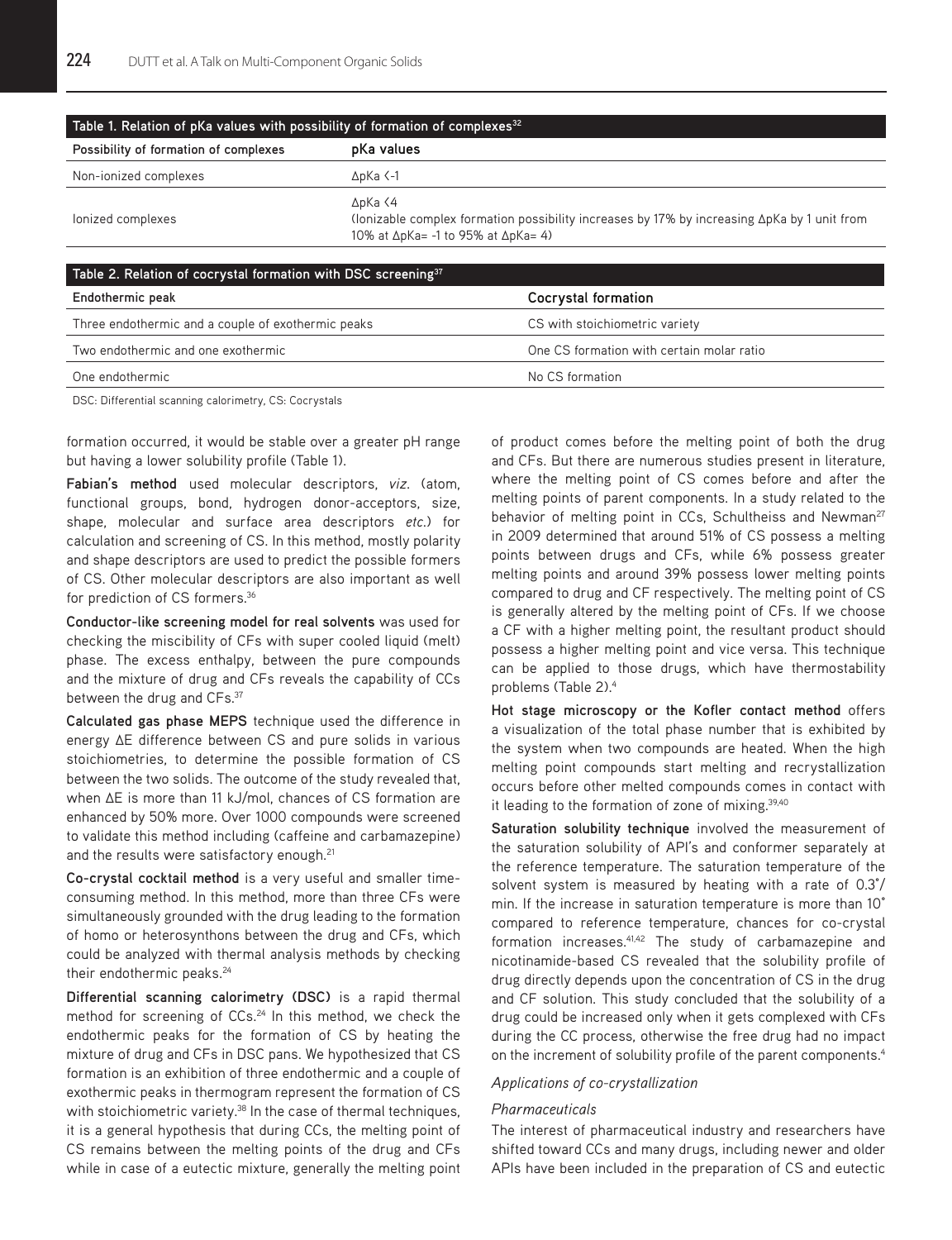**Table 1. Relation of pKa values with possibility of formation of complexes[32]**

| Possibility of formation of complexes | pKa values |
|---|---|
| Non-ionized complexes | ΔpKa <-1 |
| Ionized complexes | ΔpKa <4<br>(Ionizable complex formation possibility increases by 17% by increasing ΔpKa by 1 unit from 10% at ΔpKa= -1 to 95% at ΔpKa= 4) |

**Table 2. Relation of cocrystal formation with DSC screening[37]**

| Endothermic peak | Cocrystal formation |
|---|---|
| Three endothermic and a couple of exothermic peaks | CS with stoichiometric variety |
| Two endothermic and one exothermic | One CS formation with certain molar ratio |
| One endothermic | No CS formation |

DSC: Differential scanning calorimetry, CS: Cocrystals

formation occurred, it would be stable over a greater pH range but having a lower solubility profile (Table 1).

**Fabian's method** used molecular descriptors, *viz.* (atom, functional groups, bond, hydrogen donor-acceptors, size, shape, molecular and surface area descriptors *etc.*) for calculation and screening of CS. In this method, mostly polarity and shape descriptors are used to predict the possible formers of CS. Other molecular descriptors are also important as well for prediction of CS formers.[36]

**Conductor-like screening model for real solvents** was used for checking the miscibility of CFs with super cooled liquid (melt) phase. The excess enthalpy, between the pure compounds and the mixture of drug and CFs reveals the capability of CCs between the drug and CFs.[37]

**Calculated gas phase MEPS** technique used the difference in energy ΔE difference between CS and pure solids in various stoichiometries, to determine the possible formation of CS between the two solids. The outcome of the study revealed that, when ΔE is more than 11 kJ/mol, chances of CS formation are enhanced by 50% more. Over 1000 compounds were screened to validate this method including (caffeine and carbamazepine) and the results were satisfactory enough.[21]

**Co-crystal cocktail method** is a very useful and smaller time-consuming method. In this method, more than three CFs were simultaneously grounded with the drug leading to the formation of homo or heterosynthons between the drug and CFs, which could be analyzed with thermal analysis methods by checking their endothermic peaks.[24]

**Differential scanning calorimetry (DSC)** is a rapid thermal method for screening of CCs.[24] In this method, we check the endothermic peaks for the formation of CS by heating the mixture of drug and CFs in DSC pans. We hypothesized that CS formation is an exhibition of three endothermic and a couple of exothermic peaks in thermogram represent the formation of CS with stoichiometric variety.[38] In the case of thermal techniques, it is a general hypothesis that during CCs, the melting point of CS remains between the melting points of the drug and CFs while in case of a eutectic mixture, generally the melting point of product comes before the melting point of both the drug and CFs. But there are numerous studies present in literature, where the melting point of CS comes before and after the melting points of parent components. In a study related to the behavior of melting point in CCs, Schultheiss and Newman[27] in 2009 determined that around 51% of CS possess a melting points between drugs and CFs, while 6% possess greater melting points and around 39% possess lower melting points compared to drug and CF respectively. The melting point of CS is generally altered by the melting point of CFs. If we choose a CF with a higher melting point, the resultant product should possess a higher melting point and vice versa. This technique can be applied to those drugs, which have thermostability problems (Table 2).[4]

**Hot stage microscopy or the Kofler contact method** offers a visualization of the total phase number that is exhibited by the system when two compounds are heated. When the high melting point compounds start melting and recrystallization occurs before other melted compounds comes in contact with it leading to the formation of zone of mixing.[39,40]

**Saturation solubility technique** involved the measurement of the saturation solubility of API's and conformer separately at the reference temperature. The saturation temperature of the solvent system is measured by heating with a rate of 0.3°/min. If the increase in saturation temperature is more than 10° compared to reference temperature, chances for co-crystal formation increases.[41,42] The study of carbamazepine and nicotinamide-based CS revealed that the solubility profile of drug directly depends upon the concentration of CS in the drug and CF solution. This study concluded that the solubility of a drug could be increased only when it gets complexed with CFs during the CC process, otherwise the free drug had no impact on the increment of solubility profile of the parent components.[4]

### *Applications of co-crystallization*

#### *Pharmaceuticals*

The interest of pharmaceutical industry and researchers have shifted toward CCs and many drugs, including newer and older APIs have been included in the preparation of CS and eutectic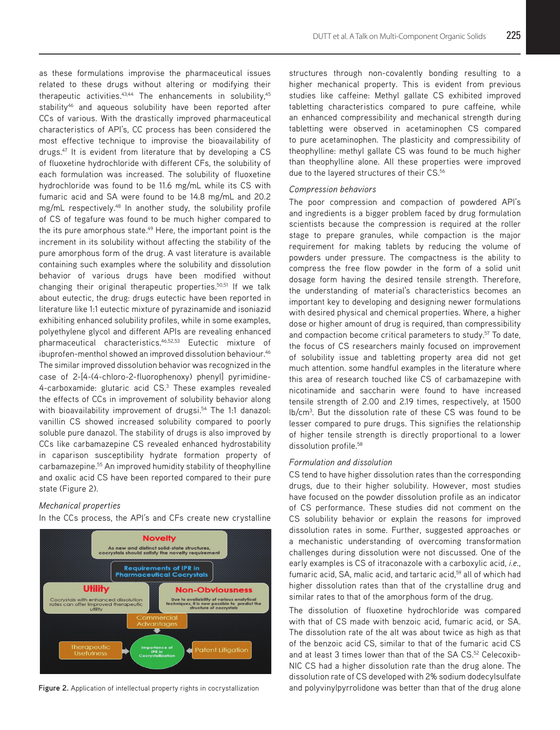as these formulations improve the pharmaceutical issues related to these drugs without altering or modifying their therapeutic activities.[43,44] The enhancements in solubility,[45] stability[46] and aqueous solubility have been reported after CCs of various. With the drastically improved pharmaceutical characteristics of API's, CC process has been considered the most effective technique to improve the bioavailability of drugs.[47] It is evident from literature that by developing a CS of fluoxetine hydrochloride with different CFs, the solubility of each formulation was increased. The solubility of fluoxetine hydrochloride was found to be 11.6 mg/mL while its CS with fumaric acid and SA were found to be 14.8 mg/mL and 20.2 mg/mL respectively.[48] In another study, the solubility profile of CS of tegafure was found to be much higher compared to the its pure amorphous state.[49] Here, the important point is the increment in its solubility without affecting the stability of the pure amorphous form of the drug. A vast literature is available containing such examples where the solubility and dissolution behavior of various drugs have been modified without changing their original therapeutic properties.[50,51] If we talk about eutectic, the drug: drugs eutectic have been reported in literature like 1:1 eutectic mixture of pyrazinamide and isoniazid exhibiting enhanced solubility profiles, while in some examples, polyethylene glycol and different APIs are revealing enhanced pharmaceutical characteristics.[46,52,53] Eutectic mixture of ibuprofen-menthol showed an improved dissolution behaviour.[46] The similar improved dissolution behavior was recognized in the case of 2-[4-(4-chloro-2-fluorophenoxy) phenyl] pyrimidine-4-carboxamide: glutaric acid CS.[3] These examples revealed the effects of CCs in improvement of solubility behavior along with bioavailability improvement of drugsi.[54] The 1:1 danazol: vanillin CS showed increased solubility compared to poorly soluble pure danazol. The stability of drugs is also improved by CCs like carbamazepine CS revealed enhanced hydrostability in caparison susceptibility hydrate formation property of carbamazepine.[55] An improved humidity stability of theophylline and oxalic acid CS have been reported compared to their pure state (Figure 2).

*Mechanical properties*

In the CCs process, the API's and CFs create new crystalline structures through non-covalently bonding resulting to a higher mechanical property. This is evident from previous studies like caffeine: Methyl gallate CS exhibited improved tabletting characteristics compared to pure caffeine, while an enhanced compressibility and mechanical strength during tabletting were observed in acetaminophen CS compared to pure acetaminophen. The plasticity and compressibility of theophylline: methyl gallate CS was found to be much higher than theophylline alone. All these properties were improved due to the layered structures of their CS.[56]

Figure 2. Application of intellectual property rights in cocrystallization

*Compression behaviors*

The poor compression and compaction of powdered API's and ingredients is a bigger problem faced by drug formulation scientists because the compression is required at the roller stage to prepare granules, while compaction is the major requirement for making tablets by reducing the volume of powders under pressure. The compactness is the ability to compress the free flow powder in the form of a solid unit dosage form having the desired tensile strength. Therefore, the understanding of material's characteristics becomes an important key to developing and designing newer formulations with desired physical and chemical properties. Where, a higher dose or higher amount of drug is required, than compressibility and compaction become critical parameters to study.[57] To date, the focus of CS researchers mainly focused on improvement of solubility issue and tabletting property area did not get much attention. some handful examples in the literature where this area of research touched like CS of carbamazepine with nicotinamide and saccharin were found to have increased tensile strength of 2.00 and 2.19 times, respectively, at 1500 lb/cm$^3$. But the dissolution rate of these CS was found to be lesser compared to pure drugs. This signifies the relationship of higher tensile strength is directly proportional to a lower dissolution profile.[58]

*Formulation and dissolution*

CS tend to have higher dissolution rates than the corresponding drugs, due to their higher solubility. However, most studies have focused on the powder dissolution profile as an indicator of CS performance. These studies did not comment on the CS solubility behavior or explain the reasons for improved dissolution rates in some. Further, suggested approaches or a mechanistic understanding of overcoming transformation challenges during dissolution were not discussed. One of the early examples is CS of itraconazole with a carboxylic acid, *i.e.*, fumaric acid, SA, malic acid, and tartaric acid,[59] all of which had higher dissolution rates than that of the crystalline drug and similar rates to that of the amorphous form of the drug.

The dissolution of fluoxetine hydrochloride was compared with that of CS made with benzoic acid, fumaric acid, or SA. The dissolution rate of the alt was about twice as high as that of the benzoic acid CS, similar to that of the fumaric acid CS and at least 3 times lower than that of the SA CS.[52] Celecoxib-NIC CS had a higher dissolution rate than the drug alone. The dissolution rate of CS developed with 2% sodium dodecylsulfate and polyvinylpyrrolidone was better than that of the drug alone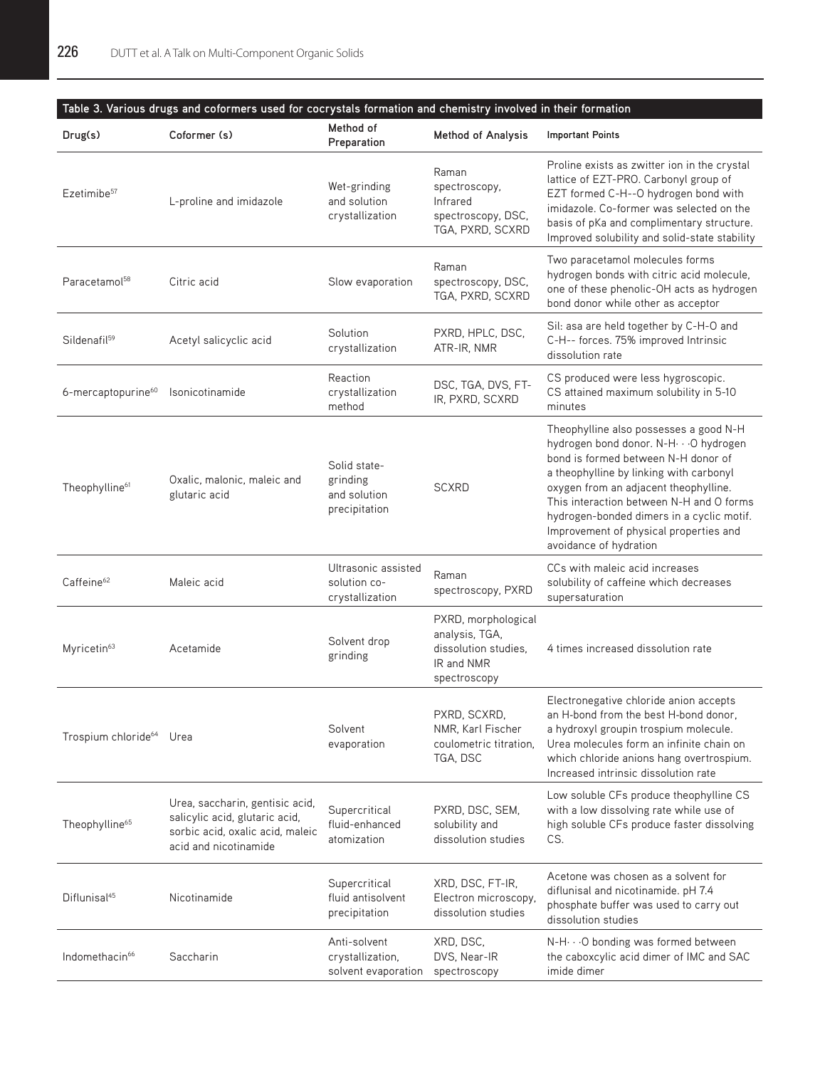**Table 3. Various drugs and coformers used for cocrystals formation and chemistry involved in their formation**

| Drug(s) | Coformer (s) | Method of Preparation | Method of Analysis | Important Points |
|---|---|---|---|---|
| Ezetimibe[57] | L-proline and imidazole | Wet-grinding and solution crystallization | Raman spectroscopy, Infrared spectroscopy, DSC, TGA, PXRD, SCXRD | Proline exists as zwitter ion in the crystal lattice of EZT-PRO. Carbonyl group of EZT formed C-H--O hydrogen bond with imidazole. Co-former was selected on the basis of pKa and complimentary structure. Improved solubility and solid-state stability |
| Paracetamol[58] | Citric acid | Slow evaporation | Raman spectroscopy, DSC, TGA, PXRD, SCXRD | Two paracetamol molecules forms hydrogen bonds with citric acid molecule, one of these phenolic-OH acts as hydrogen bond donor while other as acceptor |
| Sildenafil[59] | Acetyl salicyclic acid | Solution crystallization | PXRD, HPLC, DSC, ATR-IR, NMR | Sil: asa are held together by C-H-O and C-H-- forces. 75% improved Intrinsic dissolution rate |
| 6-mercaptopurine[60] | Isonicotinamide | Reaction crystallization method | DSC, TGA, DVS, FT-IR, PXRD, SCXRD | CS produced were less hygroscopic. CS attained maximum solubility in 5-10 minutes |
| Theophylline[61] | Oxalic, malonic, maleic and glutaric acid | Solid state-grinding and solution precipitation | SCXRD | Theophylline also possesses a good N-H hydrogen bond donor. N-H· · ·O hydrogen bond is formed between N-H donor of a theophylline by linking with carbonyl oxygen from an adjacent theophylline. This interaction between N-H and O forms hydrogen-bonded dimers in a cyclic motif. Improvement of physical properties and avoidance of hydration |
| Caffeine[62] | Maleic acid | Ultrasonic assisted solution co-crystallization | Raman spectroscopy, PXRD | CCs with maleic acid increases solubility of caffeine which decreases supersaturation |
| Myricetin[63] | Acetamide | Solvent drop grinding | PXRD, morphological analysis, TGA, dissolution studies, IR and NMR spectroscopy | 4 times increased dissolution rate |
| Trospium chloride[64] | Urea | Solvent evaporation | PXRD, SCXRD, NMR, Karl Fischer coulometric titration, TGA, DSC | Electronegative chloride anion accepts an H-bond from the best H-bond donor, a hydroxyl groupin trospium molecule. Urea molecules form an infinite chain on which chloride anions hang overtrospium. Increased intrinsic dissolution rate |
| Theophylline[65] | Urea, saccharin, gentisic acid, salicylic acid, glutaric acid, sorbic acid, oxalic acid, maleic acid and nicotinamide | Supercritical fluid-enhanced atomization | PXRD, DSC, SEM, solubility and dissolution studies | Low soluble CFs produce theophylline CS with a low dissolving rate while use of high soluble CFs produce faster dissolving CS. |
| Diflunisal[45] | Nicotinamide | Supercritical fluid antisolvent precipitation | XRD, DSC, FT-IR, Electron microscopy, dissolution studies | Acetone was chosen as a solvent for diflunisal and nicotinamide. pH 7.4 phosphate buffer was used to carry out dissolution studies |
| Indomethacin[66] | Saccharin | Anti-solvent crystallization, solvent evaporation | XRD, DSC, DVS, Near-IR spectroscopy | N-H· · ·O bonding was formed between the caboxcylic acid dimer of IMC and SAC imide dimer |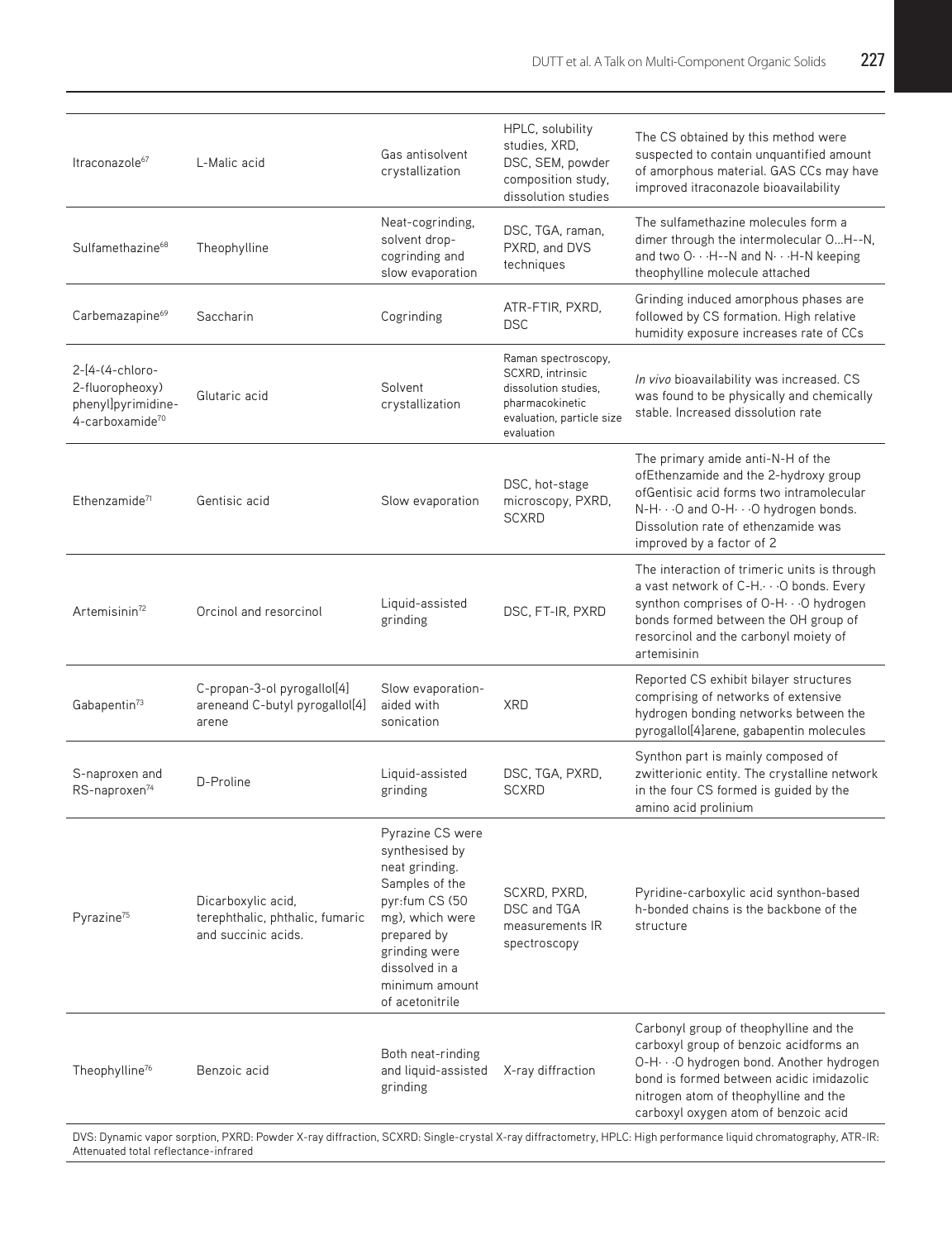| | | | | |
|---|---|---|---|---|
| Itraconazole[67] | L-Malic acid | Gas antisolvent crystallization | HPLC, solubility studies, XRD, DSC, SEM, powder composition study, dissolution studies | The CS obtained by this method were suspected to contain unquantified amount of amorphous material. GAS CCs may have improved itraconazole bioavailability |
| Sulfamethazine[68] | Theophylline | Neat-cogrinding, solvent drop-cogrinding and slow evaporation | DSC, TGA, raman, PXRD, and DVS techniques | The sulfamethazine molecules form a dimer through the intermolecular O...H--N, and two O· · ·H--N and N· · ·H-N keeping theophylline molecule attached |
| Carbemazapine[69] | Saccharin | Cogrinding | ATR-FTIR, PXRD, DSC | Grinding induced amorphous phases are followed by CS formation. High relative humidity exposure increases rate of CCs |
| 2-[4-(4-chloro-2-fluoropheoxy) phenyl]pyrimidine-4-carboxamide[70] | Glutaric acid | Solvent crystallization | Raman spectroscopy, SCXRD, intrinsic dissolution studies, pharmacokinetic evaluation, particle size evaluation | *In vivo* bioavailability was increased. CS was found to be physically and chemically stable. Increased dissolution rate |
| Ethenzamide[71] | Gentisic acid | Slow evaporation | DSC, hot-stage microscopy, PXRD, SCXRD | The primary amide anti-N-H of the ofEthenzamide and the 2-hydroxy group ofGentisic acid forms two intramolecular N-H· · ·O and O-H· · ·O hydrogen bonds. Dissolution rate of ethenzamide was improved by a factor of 2 |
| Artemisinin[72] | Orcinol and resorcinol | Liquid-assisted grinding | DSC, FT-IR, PXRD | The interaction of trimeric units is through a vast network of C-H.· · ·O bonds. Every synthon comprises of O-H· · ·O hydrogen bonds formed between the OH group of resorcinol and the carbonyl moiety of artemisinin |
| Gabapentin[73] | C-propan-3-ol pyrogallol[4] areneand C-butyl pyrogallol[4] arene | Slow evaporation-aided with sonication | XRD | Reported CS exhibit bilayer structures comprising of networks of extensive hydrogen bonding networks between the pyrogallol[4]arene, gabapentin molecules |
| S-naproxen and RS-naproxen[74] | D-Proline | Liquid-assisted grinding | DSC, TGA, PXRD, SCXRD | Synthon part is mainly composed of zwitterionic entity. The crystalline network in the four CS formed is guided by the amino acid prolinium |
| Pyrazine[75] | Dicarboxylic acid, terephthalic, phthalic, fumaric and succinic acids. | Pyrazine CS were synthesised by neat grinding. Samples of the pyr:fum CS (50 mg), which were prepared by grinding were dissolved in a minimum amount of acetonitrile | SCXRD, PXRD, DSC and TGA measurements IR spectroscopy | Pyridine-carboxylic acid synthon-based h-bonded chains is the backbone of the structure |
| Theophylline[76] | Benzoic acid | Both neat-rinding and liquid-assisted grinding | X-ray diffraction | Carbonyl group of theophylline and the carboxyl group of benzoic acidforms an O-H· · ·O hydrogen bond. Another hydrogen bond is formed between acidic imidazolic nitrogen atom of theophylline and the carboxyl oxygen atom of benzoic acid |

DVS: Dynamic vapor sorption, PXRD: Powder X-ray diffraction, SCXRD: Single-crystal X-ray diffractometry, HPLC: High performance liquid chromatography, ATR-IR: Attenuated total reflectance-infrared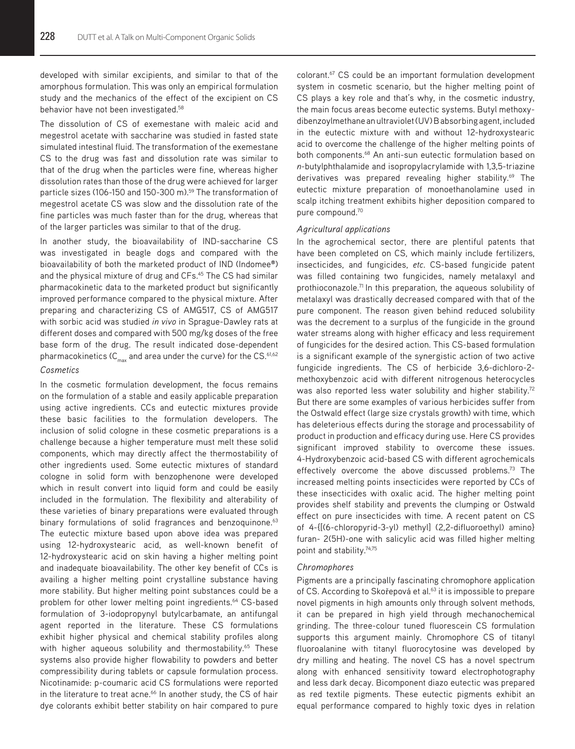developed with similar excipients, and similar to that of the amorphous formulation. This was only an empirical formulation study and the mechanics of the effect of the excipient on CS behavior have not been investigated.[58]

The dissolution of CS of exemestane with maleic acid and megestrol acetate with saccharine was studied in fasted state simulated intestinal fluid. The transformation of the exemestane CS to the drug was fast and dissolution rate was similar to that of the drug when the particles were fine, whereas higher dissolution rates than those of the drug were achieved for larger particle sizes (106-150 and 150-300 m).[59] The transformation of megestrol acetate CS was slow and the dissolution rate of the fine particles was much faster than for the drug, whereas that of the larger particles was similar to that of the drug.

In another study, the bioavailability of IND-saccharine CS was investigated in beagle dogs and compared with the bioavailability of both the marketed product of IND (Indomee®) and the physical mixture of drug and CFs.[45] The CS had similar pharmacokinetic data to the marketed product but significantly improved performance compared to the physical mixture. After preparing and characterizing CS of AMG517, CS of AMG517 with sorbic acid was studied *in vivo* in Sprague-Dawley rats at different doses and compared with 500 mg/kg doses of the free base form of the drug. The result indicated dose-dependent pharmacokinetics ($C_{max}$ and area under the curve) for the CS.[61,62]

*Cosmetics*

In the cosmetic formulation development, the focus remains on the formulation of a stable and easily applicable preparation using active ingredients. CCs and eutectic mixtures provide these basic facilities to the formulation developers. The inclusion of solid cologne in these cosmetic preparations is a challenge because a higher temperature must melt these solid components, which may directly affect the thermostability of other ingredients used. Some eutectic mixtures of standard cologne in solid form with benzophenone were developed which in result convert into liquid form and could be easily included in the formulation. The flexibility and alterability of these varieties of binary preparations were evaluated through binary formulations of solid fragrances and benzoquinone.[63] The eutectic mixture based upon above idea was prepared using 12-hydroxystearic acid, as well-known benefit of 12-hydroxystearic acid on skin having a higher melting point and inadequate bioavailability. The other key benefit of CCs is availing a higher melting point crystalline substance having more stability. But higher melting point substances could be a problem for other lower melting point ingredients.[64] CS-based formulation of 3-iodopropynyl butylcarbamate, an antifungal agent reported in the literature. These CS formulations exhibit higher physical and chemical stability profiles along with higher aqueous solubility and thermostability.[65] These systems also provide higher flowability to powders and better compressibility during tablets or capsule formulation process. Nicotinamide: p-coumaric acid CS formulations were reported in the literature to treat acne.[66] In another study, the CS of hair dye colorants exhibit better stability on hair compared to pure colorant.[67] CS could be an important formulation development system in cosmetic scenario, but the higher melting point of CS plays a key role and that's why, in the cosmetic industry, the main focus areas become eutectic systems. Butyl methoxydibenzoylmethane an ultraviolet (UV) B absorbing agent, included in the eutectic mixture with and without 12-hydroxystearic acid to overcome the challenge of the higher melting points of both components.[68] An anti-sun eutectic formulation based on *n*-butylphthalamide and isopropylacrylamide with 1,3,5-triazine derivatives was prepared revealing higher stability.[69] The eutectic mixture preparation of monoethanolamine used in scalp itching treatment exhibits higher deposition compared to pure compound.[70]

*Agricultural applications*

In the agrochemical sector, there are plentiful patents that have been completed on CS, which mainly include fertilizers, insecticides, and fungicides, *etc*. CS-based fungicide patent was filled containing two fungicides, namely metalaxyl and prothioconazole.[71] In this preparation, the aqueous solubility of metalaxyl was drastically decreased compared with that of the pure component. The reason given behind reduced solubility was the decrement to a surplus of the fungicide in the ground water streams along with higher efficacy and less requirement of fungicides for the desired action. This CS-based formulation is a significant example of the synergistic action of two active fungicide ingredients. The CS of herbicide 3,6-dichloro-2-methoxybenzoic acid with different nitrogenous heterocycles was also reported less water solubility and higher stability.[72] But there are some examples of various herbicides suffer from the Ostwald effect (large size crystals growth) with time, which has deleterious effects during the storage and processability of product in production and efficacy during use. Here CS provides significant improved stability to overcome these issues. 4-Hydroxybenzoic acid-based CS with different agrochemicals effectively overcome the above discussed problems.[73] The increased melting points insecticides were reported by CCs of these insecticides with oxalic acid. The higher melting point provides shelf stability and prevents the clumping or Ostwald effect on pure insecticides with time. A recent patent on CS of 4-{[(6-chloropyrid-3-yl) methyl] (2,2-difluoroethyl) amino} furan- 2(5H)-one with salicylic acid was filled higher melting point and stability.[74,75]

*Chromophores*

Pigments are a principally fascinating chromophore application of CS. According to Skořepová et al.[63] it is impossible to prepare novel pigments in high amounts only through solvent methods, it can be prepared in high yield through mechanochemical grinding. The three-colour tuned fluorescein CS formulation supports this argument mainly. Chromophore CS of titanyl fluoroalanine with titanyl fluorocytosine was developed by dry milling and heating. The novel CS has a novel spectrum along with enhanced sensitivity toward electrophotography and less dark decay. Bicomponent diazo eutectic was prepared as red textile pigments. These eutectic pigments exhibit an equal performance compared to highly toxic dyes in relation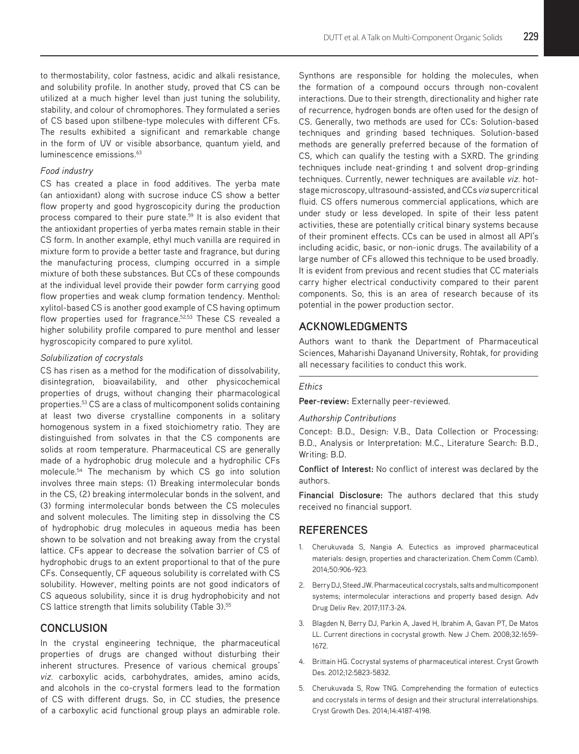to thermostability, color fastness, acidic and alkali resistance, and solubility profile. In another study, proved that CS can be utilized at a much higher level than just tuning the solubility, stability, and colour of chromophores. They formulated a series of CS based upon stilbene-type molecules with different CFs. The results exhibited a significant and remarkable change in the form of UV or visible absorbance, quantum yield, and luminescence emissions.[63]

*Food industry*

CS has created a place in food additives. The yerba mate (an antioxidant) along with sucrose induce CS show a better flow property and good hygroscopicity during the production process compared to their pure state.[59] It is also evident that the antioxidant properties of yerba mates remain stable in their CS form. In another example, ethyl much vanilla are required in mixture form to provide a better taste and fragrance, but during the manufacturing process, clumping occurred in a simple mixture of both these substances. But CCs of these compounds at the individual level provide their powder form carrying good flow properties and weak clump formation tendency. Menthol: xylitol-based CS is another good example of CS having optimum flow properties used for fragrance.[52,53] These CS revealed a higher solubility profile compared to pure menthol and lesser hygroscopicity compared to pure xylitol.

*Solubilization of cocrystals*

CS has risen as a method for the modification of dissolvability, disintegration, bioavailability, and other physicochemical properties of drugs, without changing their pharmacological properties.[53] CS are a class of multicomponent solids containing at least two diverse crystalline components in a solitary homogenous system in a fixed stoichiometry ratio. They are distinguished from solvates in that the CS components are solids at room temperature. Pharmaceutical CS are generally made of a hydrophobic drug molecule and a hydrophilic CFs molecule.[54] The mechanism by which CS go into solution involves three main steps: (1) Breaking intermolecular bonds in the CS, (2) breaking intermolecular bonds in the solvent, and (3) forming intermolecular bonds between the CS molecules and solvent molecules. The limiting step in dissolving the CS of hydrophobic drug molecules in aqueous media has been shown to be solvation and not breaking away from the crystal lattice. CFs appear to decrease the solvation barrier of CS of hydrophobic drugs to an extent proportional to that of the pure CFs. Consequently, CF aqueous solubility is correlated with CS solubility. However, melting points are not good indicators of CS aqueous solubility, since it is drug hydrophobicity and not CS lattice strength that limits solubility (Table 3).[55]

## CONCLUSION

In the crystal engineering technique, the pharmaceutical properties of drugs are changed without disturbing their inherent structures. Presence of various chemical groups' *viz.* carboxylic acids, carbohydrates, amides, amino acids, and alcohols in the co-crystal formers lead to the formation of CS with different drugs. So, in CC studies, the presence of a carboxylic acid functional group plays an admirable role. Synthons are responsible for holding the molecules, when the formation of a compound occurs through non-covalent interactions. Due to their strength, directionality and higher rate of recurrence, hydrogen bonds are often used for the design of CS. Generally, two methods are used for CCs: Solution-based techniques and grinding based techniques. Solution-based methods are generally preferred because of the formation of CS, which can qualify the testing with a SXRD. The grinding techniques include neat-grinding t and solvent drop-grinding techniques. Currently, newer techniques are available *viz.* hot-stage microscopy, ultrasound-assisted, and CCs *via* supercritical fluid. CS offers numerous commercial applications, which are under study or less developed. In spite of their less patent activities, these are potentially critical binary systems because of their prominent effects. CCs can be used in almost all API's including acidic, basic, or non-ionic drugs. The availability of a large number of CFs allowed this technique to be used broadly. It is evident from previous and recent studies that CC materials carry higher electrical conductivity compared to their parent components. So, this is an area of research because of its potential in the power production sector.

## ACKNOWLEDGMENTS

Authors want to thank the Department of Pharmaceutical Sciences, Maharishi Dayanand University, Rohtak, for providing all necessary facilities to conduct this work.

*Ethics*

**Peer-review:** Externally peer-reviewed.

*Authorship Contributions*

Concept: B.D., Design: V.B., Data Collection or Processing: B.D., Analysis or Interpretation: M.C., Literature Search: B.D., Writing: B.D.

**Conflict of Interest:** No conflict of interest was declared by the authors.

**Financial Disclosure:** The authors declared that this study received no financial support.

## REFERENCES

1. Cherukuvada S, Nangia A. Eutectics as improved pharmaceutical materials: design, properties and characterization. Chem Comm (Camb). 2014;50:906-923.
2. Berry DJ, Steed JW. Pharmaceutical cocrystals, salts and multicomponent systems; intermolecular interactions and property based design. Adv Drug Deliv Rev. 2017;117:3-24.
3. Blagden N, Berry DJ, Parkin A, Javed H, Ibrahim A, Gavan PT, De Matos LL. Current directions in cocrystal growth. New J Chem. 2008;32:1659-1672.
4. Brittain HG. Cocrystal systems of pharmaceutical interest. Cryst Growth Des. 2012;12:5823-5832.
5. Cherukuvada S, Row TNG. Comprehending the formation of eutectics and cocrystals in terms of design and their structural interrelationships. Cryst Growth Des. 2014;14:4187-4198.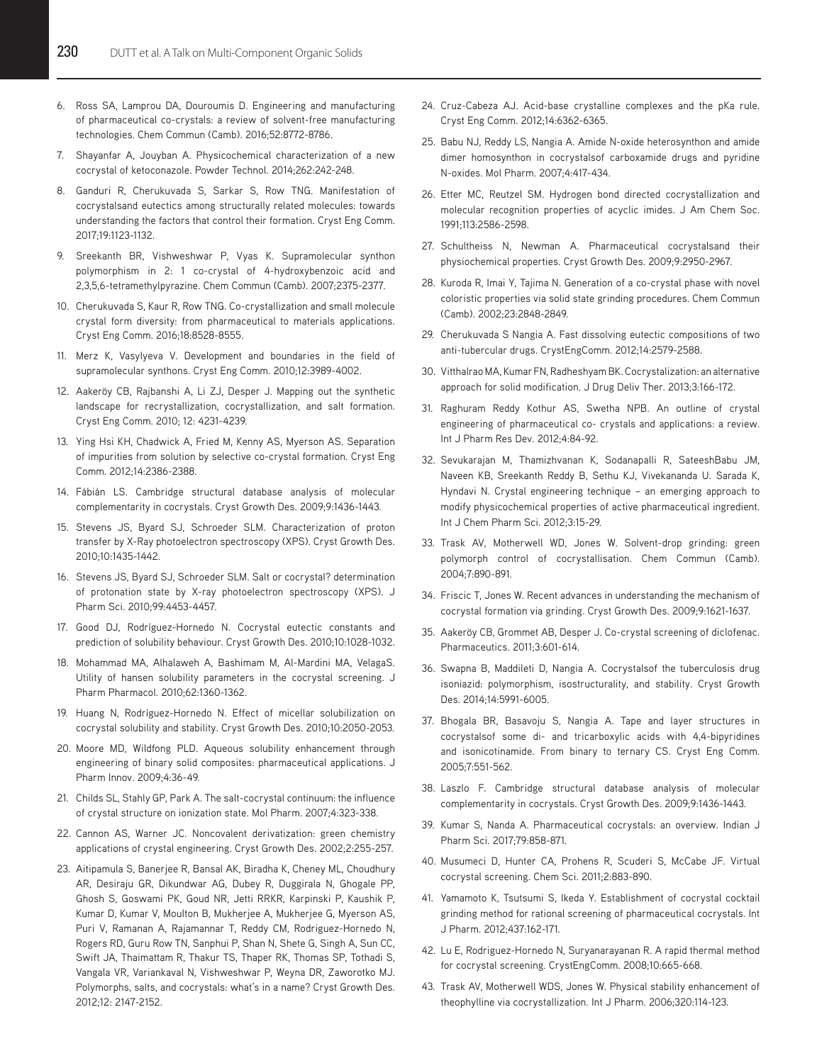6. Ross SA, Lamprou DA, Douroumis D. Engineering and manufacturing of pharmaceutical co-crystals: a review of solvent-free manufacturing technologies. Chem Commun (Camb). 2016;52:8772-8786.
7. Shayanfar A, Jouyban A. Physicochemical characterization of a new cocrystal of ketoconazole. Powder Technol. 2014;262:242-248.
8. Ganduri R, Cherukuvada S, Sarkar S, Row TNG. Manifestation of cocrystalsand eutectics among structurally related molecules: towards understanding the factors that control their formation. Cryst Eng Comm. 2017;19:1123-1132.
9. Sreekanth BR, Vishweshwar P, Vyas K. Supramolecular synthon polymorphism in 2: 1 co-crystal of 4-hydroxybenzoic acid and 2,3,5,6-tetramethylpyrazine. Chem Commun (Camb). 2007;2375-2377.
10. Cherukuvada S, Kaur R, Row TNG. Co-crystallization and small molecule crystal form diversity: from pharmaceutical to materials applications. Cryst Eng Comm. 2016;18:8528-8555.
11. Merz K, Vasylyeva V. Development and boundaries in the field of supramolecular synthons. Cryst Eng Comm. 2010;12:3989-4002.
12. Aakeröy CB, Rajbanshi A, Li ZJ, Desper J. Mapping out the synthetic landscape for recrystallization, cocrystallization, and salt formation. Cryst Eng Comm. 2010; 12: 4231-4239.
13. Ying Hsi KH, Chadwick A, Fried M, Kenny AS, Myerson AS. Separation of impurities from solution by selective co-crystal formation. Cryst Eng Comm. 2012;14:2386-2388.
14. Fábián LS. Cambridge structural database analysis of molecular complementarity in cocrystals. Cryst Growth Des. 2009;9:1436-1443.
15. Stevens JS, Byard SJ, Schroeder SLM. Characterization of proton transfer by X-Ray photoelectron spectroscopy (XPS). Cryst Growth Des. 2010;10:1435-1442.
16. Stevens JS, Byard SJ, Schroeder SLM. Salt or cocrystal? determination of protonation state by X-ray photoelectron spectroscopy (XPS). J Pharm Sci. 2010;99:4453-4457.
17. Good DJ, Rodríguez-Hornedo N. Cocrystal eutectic constants and prediction of solubility behaviour. Cryst Growth Des. 2010;10:1028-1032.
18. Mohammad MA, Alhalaweh A, Bashimam M, Al-Mardini MA, VelagaS. Utility of hansen solubility parameters in the cocrystal screening. J Pharm Pharmacol. 2010;62:1360-1362.
19. Huang N, Rodríguez-Hornedo N. Effect of micellar solubilization on cocrystal solubility and stability. Cryst Growth Des. 2010;10:2050-2053.
20. Moore MD, Wildfong PLD. Aqueous solubility enhancement through engineering of binary solid composites: pharmaceutical applications. J Pharm Innov. 2009;4:36-49.
21. Childs SL, Stahly GP, Park A. The salt-cocrystal continuum: the influence of crystal structure on ionization state. Mol Pharm. 2007;4:323-338.
22. Cannon AS, Warner JC. Noncovalent derivatization: green chemistry applications of crystal engineering. Cryst Growth Des. 2002;2:255-257.
23. Aitipamula S, Banerjee R, Bansal AK, Biradha K, Cheney ML, Choudhury AR, Desiraju GR, Dikundwar AG, Dubey R, Duggirala N, Ghogale PP, Ghosh S, Goswami PK, Goud NR, Jetti RRKR, Karpinski P, Kaushik P, Kumar D, Kumar V, Moulton B, Mukherjee A, Mukherjee G, Myerson AS, Puri V, Ramanan A, Rajamannar T, Reddy CM, Rodriguez-Hornedo N, Rogers RD, Guru Row TN, Sanphui P, Shan N, Shete G, Singh A, Sun CC, Swift JA, Thaimattam R, Thakur TS, Thaper RK, Thomas SP, Tothadi S, Vangala VR, Variankaval N, Vishweshwar P, Weyna DR, Zaworotko MJ. Polymorphs, salts, and cocrystals: what's in a name? Cryst Growth Des. 2012;12: 2147-2152.
24. Cruz-Cabeza AJ. Acid-base crystalline complexes and the pKa rule. Cryst Eng Comm. 2012;14:6362-6365.
25. Babu NJ, Reddy LS, Nangia A. Amide N-oxide heterosynthon and amide dimer homosynthon in cocrystalsof carboxamide drugs and pyridine N-oxides. Mol Pharm. 2007;4:417-434.
26. Etter MC, Reutzel SM. Hydrogen bond directed cocrystallization and molecular recognition properties of acyclic imides. J Am Chem Soc. 1991;113:2586-2598.
27. Schultheiss N, Newman A. Pharmaceutical cocrystalsand their physiochemical properties. Cryst Growth Des. 2009;9:2950-2967.
28. Kuroda R, Imai Y, Tajima N. Generation of a co-crystal phase with novel coloristic properties via solid state grinding procedures. Chem Commun (Camb). 2002;23:2848-2849.
29. Cherukuvada S Nangia A. Fast dissolving eutectic compositions of two anti-tubercular drugs. CrystEngComm. 2012;14:2579-2588.
30. Vitthalrao MA, Kumar FN, Radheshyam BK. Cocrystalization: an alternative approach for solid modification. J Drug Deliv Ther. 2013;3:166-172.
31. Raghuram Reddy Kothur AS, Swetha NPB. An outline of crystal engineering of pharmaceutical co- crystals and applications: a review. Int J Pharm Res Dev. 2012;4:84-92.
32. Sevukarajan M, Thamizhvanan K, Sodanapalli R, SateeshBabu JM, Naveen KB, Sreekanth Reddy B, Sethu KJ, Vivekananda U. Sarada K, Hyndavi N. Crystal engineering technique – an emerging approach to modify physicochemical properties of active pharmaceutical ingredient. Int J Chem Pharm Sci. 2012;3:15-29.
33. Trask AV, Motherwell WD, Jones W. Solvent-drop grinding: green polymorph control of cocrystallisation. Chem Commun (Camb). 2004;7:890-891.
34. Friscic T, Jones W. Recent advances in understanding the mechanism of cocrystal formation via grinding. Cryst Growth Des. 2009;9:1621-1637.
35. Aakeröy CB, Grommet AB, Desper J. Co-crystal screening of diclofenac. Pharmaceutics. 2011;3:601-614.
36. Swapna B, Maddileti D, Nangia A. Cocrystalsof the tuberculosis drug isoniazid: polymorphism, isostructurality, and stability. Cryst Growth Des. 2014;14:5991-6005.
37. Bhogala BR, Basavoju S, Nangia A. Tape and layer structures in cocrystalsof some di- and tricarboxylic acids with 4,4-bipyridines and isonicotinamide. From binary to ternary CS. Cryst Eng Comm. 2005;7:551-562.
38. Laszlo F. Cambridge structural database analysis of molecular complementarity in cocrystals. Cryst Growth Des. 2009;9:1436-1443.
39. Kumar S, Nanda A. Pharmaceutical cocrystals: an overview. Indian J Pharm Sci. 2017;79:858-871.
40. Musumeci D, Hunter CA, Prohens R, Scuderi S, McCabe JF. Virtual cocrystal screening. Chem Sci. 2011;2:883-890.
41. Yamamoto K, Tsutsumi S, Ikeda Y. Establishment of cocrystal cocktail grinding method for rational screening of pharmaceutical cocrystals. Int J Pharm. 2012;437:162-171.
42. Lu E, Rodriguez-Hornedo N, Suryanarayanan R. A rapid thermal method for cocrystal screening. CrystEngComm. 2008;10:665-668.
43. Trask AV, Motherwell WDS, Jones W. Physical stability enhancement of theophylline via cocrystallization. Int J Pharm. 2006;320:114-123.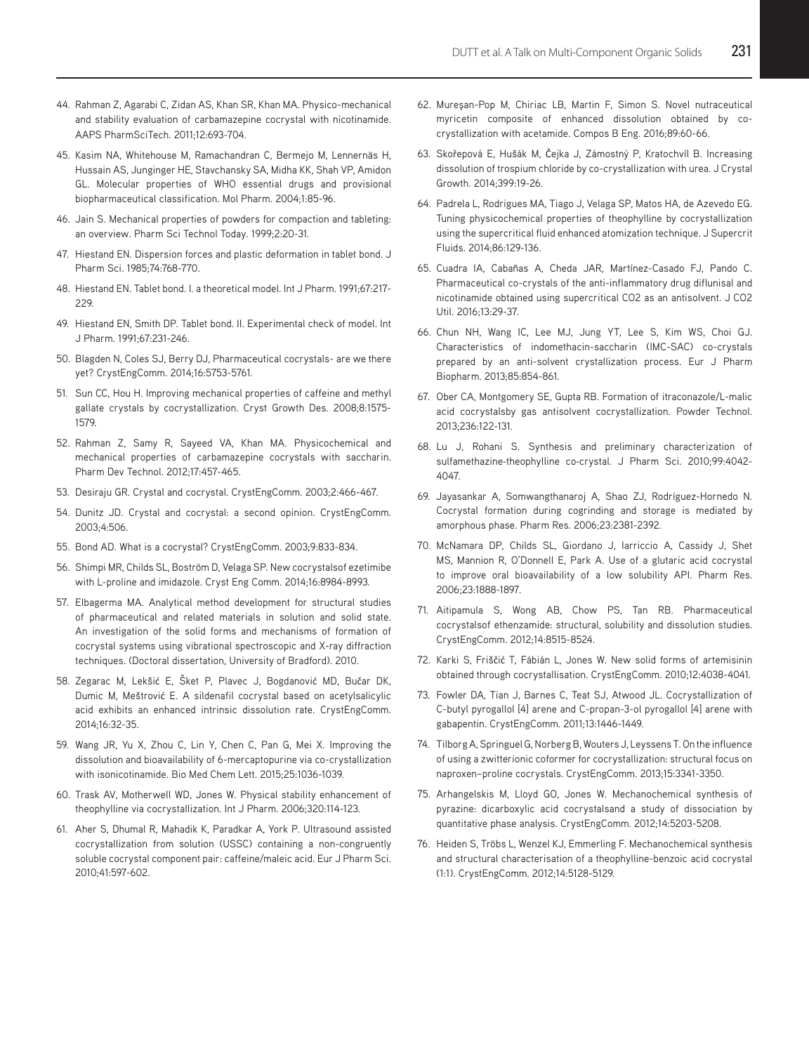44. Rahman Z, Agarabi C, Zidan AS, Khan SR, Khan MA. Physico-mechanical and stability evaluation of carbamazepine cocrystal with nicotinamide. AAPS PharmSciTech. 2011;12:693-704.

45. Kasim NA, Whitehouse M, Ramachandran C, Bermejo M, Lennernäs H, Hussain AS, Junginger HE, Stavchansky SA, Midha KK, Shah VP, Amidon GL. Molecular properties of WHO essential drugs and provisional biopharmaceutical classification. Mol Pharm. 2004;1:85-96.

46. Jain S. Mechanical properties of powders for compaction and tableting: an overview. Pharm Sci Technol Today. 1999;2:20-31.

47. Hiestand EN. Dispersion forces and plastic deformation in tablet bond. J Pharm Sci. 1985;74:768-770.

48. Hiestand EN. Tablet bond. I. a theoretical model. Int J Pharm. 1991;67:217-229.

49. Hiestand EN, Smith DP. Tablet bond. II. Experimental check of model. Int J Pharm. 1991;67:231-246.

50. Blagden N, Coles SJ, Berry DJ, Pharmaceutical cocrystals- are we there yet? CrystEngComm. 2014;16:5753-5761.

51. Sun CC, Hou H. Improving mechanical properties of caffeine and methyl gallate crystals by cocrystallization. Cryst Growth Des. 2008;8:1575-1579.

52. Rahman Z, Samy R, Sayeed VA, Khan MA. Physicochemical and mechanical properties of carbamazepine cocrystals with saccharin. Pharm Dev Technol. 2012;17:457-465.

53. Desiraju GR. Crystal and cocrystal. CrystEngComm. 2003;2:466-467.

54. Dunitz JD. Crystal and cocrystal: a second opinion. CrystEngComm. 2003;4:506.

55. Bond AD. What is a cocrystal? CrystEngComm. 2003;9:833-834.

56. Shimpi MR, Childs SL, Boström D, Velaga SP. New cocrystalsof ezetimibe with L-proline and imidazole. Cryst Eng Comm. 2014;16:8984-8993.

57. Elbagerma MA. Analytical method development for structural studies of pharmaceutical and related materials in solution and solid state. An investigation of the solid forms and mechanisms of formation of cocrystal systems using vibrational spectroscopic and X-ray diffraction techniques. (Doctoral dissertation, University of Bradford). 2010.

58. Zegarac M, Lekšić E, Šket P, Plavec J, Bogdanović MD, Bučar DK, Dumic M, Meštrović E. A sildenafil cocrystal based on acetylsalicylic acid exhibits an enhanced intrinsic dissolution rate. CrystEngComm. 2014;16:32-35.

59. Wang JR, Yu X, Zhou C, Lin Y, Chen C, Pan G, Mei X. Improving the dissolution and bioavailability of 6-mercaptopurine via co-crystallization with isonicotinamide. Bio Med Chem Lett. 2015;25:1036-1039.

60. Trask AV, Motherwell WD, Jones W. Physical stability enhancement of theophylline via cocrystallization. Int J Pharm. 2006;320:114-123.

61. Aher S, Dhumal R, Mahadik K, Paradkar A, York P. Ultrasound assisted cocrystallization from solution (USSC) containing a non-congruently soluble cocrystal component pair: caffeine/maleic acid. Eur J Pharm Sci. 2010;41:597-602.

62. Mureşan-Pop M, Chiriac LB, Martin F, Simon S. Novel nutraceutical myricetin composite of enhanced dissolution obtained by co-crystallization with acetamide. Compos B Eng. 2016;89:60-66.

63. Skořepová E, Hušák M, Čejka J, Zámostný P, Kratochvíl B. Increasing dissolution of trospium chloride by co-crystallization with urea. J Crystal Growth. 2014;399:19-26.

64. Padrela L, Rodrigues MA, Tiago J, Velaga SP, Matos HA, de Azevedo EG. Tuning physicochemical properties of theophylline by cocrystallization using the supercritical fluid enhanced atomization technique. J Supercrit Fluids. 2014;86:129-136.

65. Cuadra IA, Cabañas A, Cheda JAR, Martínez-Casado FJ, Pando C. Pharmaceutical co-crystals of the anti-inflammatory drug diflunisal and nicotinamide obtained using supercritical CO2 as an antisolvent. J CO2 Util. 2016;13:29-37.

66. Chun NH, Wang IC, Lee MJ, Jung YT, Lee S, Kim WS, Choi GJ. Characteristics of indomethacin-saccharin (IMC-SAC) co-crystals prepared by an anti-solvent crystallization process. Eur J Pharm Biopharm. 2013;85:854-861.

67. Ober CA, Montgomery SE, Gupta RB. Formation of itraconazole/L-malic acid cocrystalsby gas antisolvent cocrystallization. Powder Technol. 2013;236:122-131.

68. Lu J, Rohani S. Synthesis and preliminary characterization of sulfamethazine-theophylline co-crystal. J Pharm Sci. 2010;99:4042-4047.

69. Jayasankar A, Somwangthanaroj A, Shao ZJ, Rodríguez-Hornedo N. Cocrystal formation during cogrinding and storage is mediated by amorphous phase. Pharm Res. 2006;23:2381-2392.

70. McNamara DP, Childs SL, Giordano J, Iarriccio A, Cassidy J, Shet MS, Mannion R, O'Donnell E, Park A. Use of a glutaric acid cocrystal to improve oral bioavailability of a low solubility API. Pharm Res. 2006;23:1888-1897.

71. Aitipamula S, Wong AB, Chow PS, Tan RB. Pharmaceutical cocrystalsof ethenzamide: structural, solubility and dissolution studies. CrystEngComm. 2012;14:8515-8524.

72. Karki S, Friščić T, Fábián L, Jones W. New solid forms of artemisinin obtained through cocrystallisation. CrystEngComm. 2010;12:4038-4041.

73. Fowler DA, Tian J, Barnes C, Teat SJ, Atwood JL. Cocrystallization of C-butyl pyrogallol [4] arene and C-propan-3-ol pyrogallol [4] arene with gabapentin. CrystEngComm. 2011;13:1446-1449.

74. Tilborg A, Springuel G, Norberg B, Wouters J, Leyssens T. On the influence of using a zwitterionic coformer for cocrystallization: structural focus on naproxen–proline cocrystals. CrystEngComm. 2013;15:3341-3350.

75. Arhangelskis M, Lloyd GO, Jones W. Mechanochemical synthesis of pyrazine: dicarboxylic acid cocrystalsand a study of dissociation by quantitative phase analysis. CrystEngComm. 2012;14:5203-5208.

76. Heiden S, Tröbs L, Wenzel KJ, Emmerling F. Mechanochemical synthesis and structural characterisation of a theophylline-benzoic acid cocrystal (1:1). CrystEngComm. 2012;14:5128-5129.